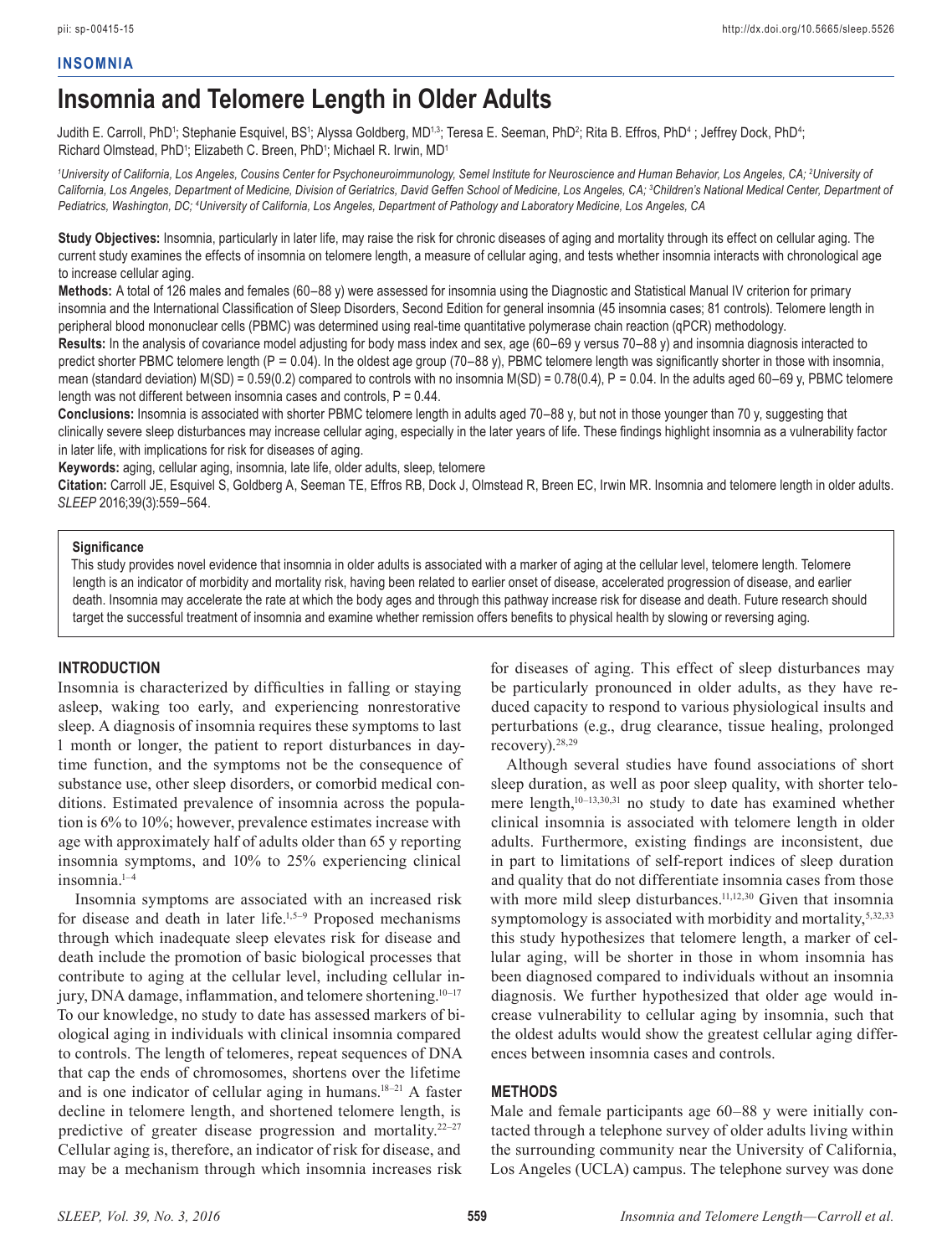INSOMNIA

# Insomnia and Telomere Length in Older Adults

Judith E. Carroll, PhD[1]; Stephanie Esquivel, BS[1]; Alyssa Goldberg, MD[1,3]; Teresa E. Seeman, PhD[2]; Rita B. Effros, PhD[4]; Jeffrey Dock, PhD[4]; Richard Olmstead, PhD[1]; Elizabeth C. Breen, PhD[1]; Michael R. Irwin, MD[1]

[1]*University of California, Los Angeles, Cousins Center for Psychoneuroimmunology, Semel Institute for Neuroscience and Human Behavior, Los Angeles, CA;* [2]*University of California, Los Angeles, Department of Medicine, Division of Geriatrics, David Geffen School of Medicine, Los Angeles, CA;* [3]*Children's National Medical Center, Department of Pediatrics, Washington, DC;* [4]*University of California, Los Angeles, Department of Pathology and Laboratory Medicine, Los Angeles, CA*

**Study Objectives:** Insomnia, particularly in later life, may raise the risk for chronic diseases of aging and mortality through its effect on cellular aging. The current study examines the effects of insomnia on telomere length, a measure of cellular aging, and tests whether insomnia interacts with chronological age to increase cellular aging.

**Methods:** A total of 126 males and females (60–88 y) were assessed for insomnia using the Diagnostic and Statistical Manual IV criterion for primary insomnia and the International Classification of Sleep Disorders, Second Edition for general insomnia (45 insomnia cases; 81 controls). Telomere length in peripheral blood mononuclear cells (PBMC) was determined using real-time quantitative polymerase chain reaction (qPCR) methodology.

**Results:** In the analysis of covariance model adjusting for body mass index and sex, age (60–69 y versus 70–88 y) and insomnia diagnosis interacted to predict shorter PBMC telomere length ($P = 0.04$). In the oldest age group (70–88 y), PBMC telomere length was significantly shorter in those with insomnia, mean (standard deviation) M(SD) = 0.59(0.2) compared to controls with no insomnia M(SD) = 0.78(0.4), $P = 0.04$. In the adults aged 60–69 y, PBMC telomere length was not different between insomnia cases and controls, $P = 0.44$.

**Conclusions:** Insomnia is associated with shorter PBMC telomere length in adults aged 70–88 y, but not in those younger than 70 y, suggesting that clinically severe sleep disturbances may increase cellular aging, especially in the later years of life. These findings highlight insomnia as a vulnerability factor in later life, with implications for risk for diseases of aging.

**Keywords:** aging, cellular aging, insomnia, late life, older adults, sleep, telomere

**Citation:** Carroll JE, Esquivel S, Goldberg A, Seeman TE, Effros RB, Dock J, Olmstead R, Breen EC, Irwin MR. Insomnia and telomere length in older adults. *SLEEP* 2016;39(3):559–564.

> **Significance**
>
> This study provides novel evidence that insomnia in older adults is associated with a marker of aging at the cellular level, telomere length. Telomere length is an indicator of morbidity and mortality risk, having been related to earlier onset of disease, accelerated progression of disease, and earlier death. Insomnia may accelerate the rate at which the body ages and through this pathway increase risk for disease and death. Future research should target the successful treatment of insomnia and examine whether remission offers benefits to physical health by slowing or reversing aging.

## INTRODUCTION

Insomnia is characterized by difficulties in falling or staying asleep, waking too early, and experiencing nonrestorative sleep. A diagnosis of insomnia requires these symptoms to last 1 month or longer, the patient to report disturbances in daytime function, and the symptoms not be the consequence of substance use, other sleep disorders, or comorbid medical conditions. Estimated prevalence of insomnia across the population is 6% to 10%; however, prevalence estimates increase with age with approximately half of adults older than 65 y reporting insomnia symptoms, and 10% to 25% experiencing clinical insomnia.[1–4]

Insomnia symptoms are associated with an increased risk for disease and death in later life.[1,5–9] Proposed mechanisms through which inadequate sleep elevates risk for disease and death include the promotion of basic biological processes that contribute to aging at the cellular level, including cellular injury, DNA damage, inflammation, and telomere shortening.[10–17] To our knowledge, no study to date has assessed markers of biological aging in individuals with clinical insomnia compared to controls. The length of telomeres, repeat sequences of DNA that cap the ends of chromosomes, shortens over the lifetime and is one indicator of cellular aging in humans.[18–21] A faster decline in telomere length, and shortened telomere length, is predictive of greater disease progression and mortality.[22–27] Cellular aging is, therefore, an indicator of risk for disease, and may be a mechanism through which insomnia increases risk for diseases of aging. This effect of sleep disturbances may be particularly pronounced in older adults, as they have reduced capacity to respond to various physiological insults and perturbations (e.g., drug clearance, tissue healing, prolonged recovery).[28,29]

Although several studies have found associations of short sleep duration, as well as poor sleep quality, with shorter telomere length,[10–13,30,31] no study to date has examined whether clinical insomnia is associated with telomere length in older adults. Furthermore, existing findings are inconsistent, due in part to limitations of self-report indices of sleep duration and quality that do not differentiate insomnia cases from those with more mild sleep disturbances.[11,12,30] Given that insomnia symptomology is associated with morbidity and mortality,[5,32,33] this study hypothesizes that telomere length, a marker of cellular aging, will be shorter in those in whom insomnia has been diagnosed compared to individuals without an insomnia diagnosis. We further hypothesized that older age would increase vulnerability to cellular aging by insomnia, such that the oldest adults would show the greatest cellular aging differences between insomnia cases and controls.

## METHODS

Male and female participants age 60–88 y were initially contacted through a telephone survey of older adults living within the surrounding community near the University of California, Los Angeles (UCLA) campus. The telephone survey was done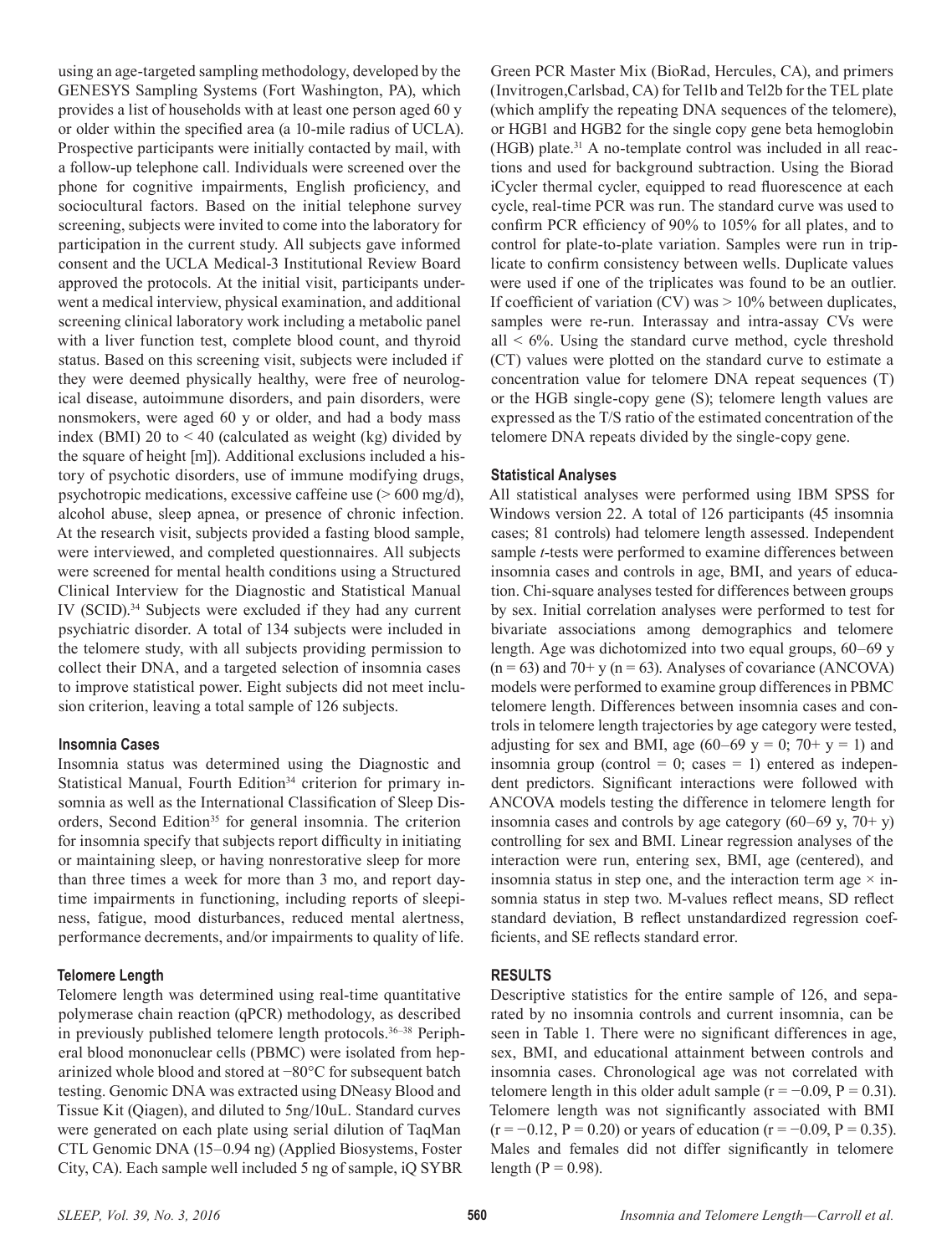using an age-targeted sampling methodology, developed by the GENESYS Sampling Systems (Fort Washington, PA), which provides a list of households with at least one person aged 60 y or older within the specified area (a 10-mile radius of UCLA). Prospective participants were initially contacted by mail, with a follow-up telephone call. Individuals were screened over the phone for cognitive impairments, English proficiency, and sociocultural factors. Based on the initial telephone survey screening, subjects were invited to come into the laboratory for participation in the current study. All subjects gave informed consent and the UCLA Medical-3 Institutional Review Board approved the protocols. At the initial visit, participants underwent a medical interview, physical examination, and additional screening clinical laboratory work including a metabolic panel with a liver function test, complete blood count, and thyroid status. Based on this screening visit, subjects were included if they were deemed physically healthy, were free of neurological disease, autoimmune disorders, and pain disorders, were nonsmokers, were aged 60 y or older, and had a body mass index (BMI) 20 to < 40 (calculated as weight (kg) divided by the square of height [m]). Additional exclusions included a history of psychotic disorders, use of immune modifying drugs, psychotropic medications, excessive caffeine use (> 600 mg/d), alcohol abuse, sleep apnea, or presence of chronic infection. At the research visit, subjects provided a fasting blood sample, were interviewed, and completed questionnaires. All subjects were screened for mental health conditions using a Structured Clinical Interview for the Diagnostic and Statistical Manual IV (SCID).[34] Subjects were excluded if they had any current psychiatric disorder. A total of 134 subjects were included in the telomere study, with all subjects providing permission to collect their DNA, and a targeted selection of insomnia cases to improve statistical power. Eight subjects did not meet inclusion criterion, leaving a total sample of 126 subjects.

### Insomnia Cases

Insomnia status was determined using the Diagnostic and Statistical Manual, Fourth Edition[34] criterion for primary insomnia as well as the International Classification of Sleep Disorders, Second Edition[35] for general insomnia. The criterion for insomnia specify that subjects report difficulty in initiating or maintaining sleep, or having nonrestorative sleep for more than three times a week for more than 3 mo, and report daytime impairments in functioning, including reports of sleepiness, fatigue, mood disturbances, reduced mental alertness, performance decrements, and/or impairments to quality of life.

### Telomere Length

Telomere length was determined using real-time quantitative polymerase chain reaction (qPCR) methodology, as described in previously published telomere length protocols.[36–38] Peripheral blood mononuclear cells (PBMC) were isolated from heparinized whole blood and stored at −80°C for subsequent batch testing. Genomic DNA was extracted using DNeasy Blood and Tissue Kit (Qiagen), and diluted to 5ng/10uL. Standard curves were generated on each plate using serial dilution of TaqMan CTL Genomic DNA (15–0.94 ng) (Applied Biosystems, Foster City, CA). Each sample well included 5 ng of sample, iQ SYBR Green PCR Master Mix (BioRad, Hercules, CA), and primers (Invitrogen,Carlsbad, CA) for Tel1b and Tel2b for the TEL plate (which amplify the repeating DNA sequences of the telomere), or HGB1 and HGB2 for the single copy gene beta hemoglobin (HGB) plate.[31] A no-template control was included in all reactions and used for background subtraction. Using the Biorad iCycler thermal cycler, equipped to read fluorescence at each cycle, real-time PCR was run. The standard curve was used to confirm PCR efficiency of 90% to 105% for all plates, and to control for plate-to-plate variation. Samples were run in triplicate to confirm consistency between wells. Duplicate values were used if one of the triplicates was found to be an outlier. If coefficient of variation (CV) was > 10% between duplicates, samples were re-run. Interassay and intra-assay CVs were all < 6%. Using the standard curve method, cycle threshold (CT) values were plotted on the standard curve to estimate a concentration value for telomere DNA repeat sequences (T) or the HGB single-copy gene (S); telomere length values are expressed as the T/S ratio of the estimated concentration of the telomere DNA repeats divided by the single-copy gene.

### Statistical Analyses

All statistical analyses were performed using IBM SPSS for Windows version 22. A total of 126 participants (45 insomnia cases; 81 controls) had telomere length assessed. Independent sample *t*-tests were performed to examine differences between insomnia cases and controls in age, BMI, and years of education. Chi-square analyses tested for differences between groups by sex. Initial correlation analyses were performed to test for bivariate associations among demographics and telomere length. Age was dichotomized into two equal groups, 60–69 y (n = 63) and 70+ y (n = 63). Analyses of covariance (ANCOVA) models were performed to examine group differences in PBMC telomere length. Differences between insomnia cases and controls in telomere length trajectories by age category were tested, adjusting for sex and BMI, age (60–69 y = 0; 70+ y = 1) and insomnia group (control = 0; cases = 1) entered as independent predictors. Significant interactions were followed with ANCOVA models testing the difference in telomere length for insomnia cases and controls by age category (60–69 y, 70+ y) controlling for sex and BMI. Linear regression analyses of the interaction were run, entering sex, BMI, age (centered), and insomnia status in step one, and the interaction term age × insomnia status in step two. M-values reflect means, SD reflect standard deviation, B reflect unstandardized regression coefficients, and SE reflects standard error.

## RESULTS

Descriptive statistics for the entire sample of 126, and separated by no insomnia controls and current insomnia, can be seen in Table 1. There were no significant differences in age, sex, BMI, and educational attainment between controls and insomnia cases. Chronological age was not correlated with telomere length in this older adult sample ($r = -0.09$, $P = 0.31$). Telomere length was not significantly associated with BMI ($r = -0.12$, $P = 0.20$) or years of education ($r = -0.09$, $P = 0.35$). Males and females did not differ significantly in telomere length ($P = 0.98$).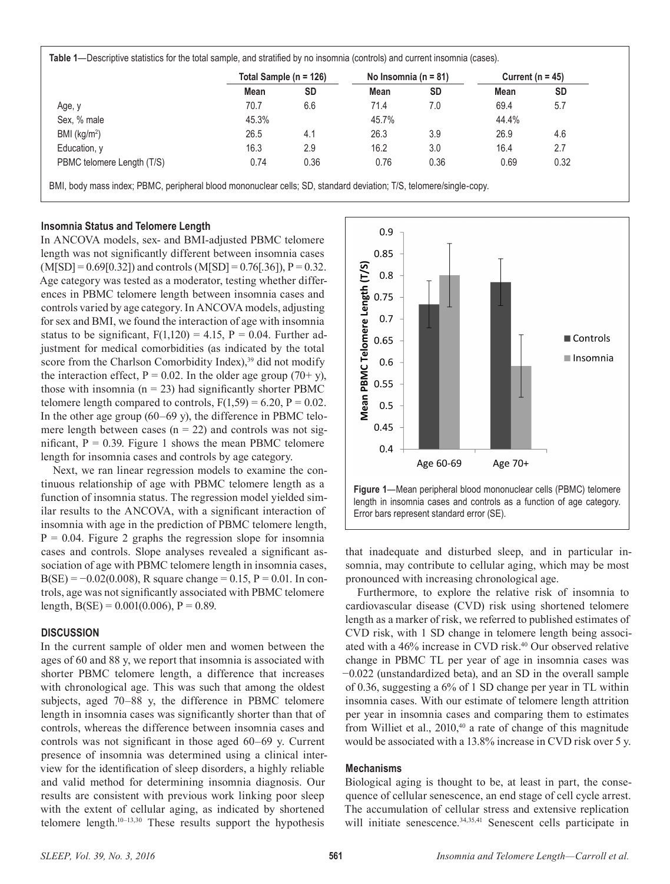**Table 1**—Descriptive statistics for the total sample, and stratified by no insomnia (controls) and current insomnia (cases).

| | Total Sample (n = 126) | | No Insomnia (n = 81) | | Current (n = 45) | |
|---|---|---|---|---|---|---|
| | Mean | SD | Mean | SD | Mean | SD |
| Age, y | 70.7 | 6.6 | 71.4 | 7.0 | 69.4 | 5.7 |
| Sex, % male | 45.3% | | 45.7% | | 44.4% | |
| BMI (kg/m²) | 26.5 | 4.1 | 26.3 | 3.9 | 26.9 | 4.6 |
| Education, y | 16.3 | 2.9 | 16.2 | 3.0 | 16.4 | 2.7 |
| PBMC telomere Length (T/S) | 0.74 | 0.36 | 0.76 | 0.36 | 0.69 | 0.32 |

BMI, body mass index; PBMC, peripheral blood mononuclear cells; SD, standard deviation; T/S, telomere/single-copy.

### Insomnia Status and Telomere Length

In ANCOVA models, sex- and BMI-adjusted PBMC telomere length was not significantly different between insomnia cases (M[SD] = 0.69[0.32]) and controls (M[SD] = 0.76[.36]), P = 0.32. Age category was tested as a moderator, testing whether differences in PBMC telomere length between insomnia cases and controls varied by age category. In ANCOVA models, adjusting for sex and BMI, we found the interaction of age with insomnia status to be significant, $F(1,120) = 4.15$, $P = 0.04$. Further adjustment for medical comorbidities (as indicated by the total score from the Charlson Comorbidity Index),[39] did not modify the interaction effect, $P = 0.02$. In the older age group (70+ y), those with insomnia (n = 23) had significantly shorter PBMC telomere length compared to controls, $F(1,59) = 6.20$, $P = 0.02$. In the other age group (60–69 y), the difference in PBMC telomere length between cases (n = 22) and controls was not significant, $P = 0.39$. Figure 1 shows the mean PBMC telomere length for insomnia cases and controls by age category.

Next, we ran linear regression models to examine the continuous relationship of age with PBMC telomere length as a function of insomnia status. The regression model yielded similar results to the ANCOVA, with a significant interaction of insomnia with age in the prediction of PBMC telomere length, $P = 0.04$. Figure 2 graphs the regression slope for insomnia cases and controls. Slope analyses revealed a significant association of age with PBMC telomere length in insomnia cases, $B(SE) = -0.02(0.008)$, R square change = 0.15, $P = 0.01$. In controls, age was not significantly associated with PBMC telomere length, $B(SE) = 0.001(0.006)$, $P = 0.89$.

**Figure 1**—Mean peripheral blood mononuclear cells (PBMC) telomere length in insomnia cases and controls as a function of age category. Error bars represent standard error (SE).

## DISCUSSION

In the current sample of older men and women between the ages of 60 and 88 y, we report that insomnia is associated with shorter PBMC telomere length, a difference that increases with chronological age. This was such that among the oldest subjects, aged 70–88 y, the difference in PBMC telomere length in insomnia cases was significantly shorter than that of controls, whereas the difference between insomnia cases and controls was not significant in those aged 60–69 y. Current presence of insomnia was determined using a clinical interview for the identification of sleep disorders, a highly reliable and valid method for determining insomnia diagnosis. Our results are consistent with previous work linking poor sleep with the extent of cellular aging, as indicated by shortened telomere length.[10–13,30] These results support the hypothesis that inadequate and disturbed sleep, and in particular insomnia, may contribute to cellular aging, which may be most pronounced with increasing chronological age.

Furthermore, to explore the relative risk of insomnia to cardiovascular disease (CVD) risk using shortened telomere length as a marker of risk, we referred to published estimates of CVD risk, with 1 SD change in telomere length being associated with a 46% increase in CVD risk.[40] Our observed relative change in PBMC TL per year of age in insomnia cases was −0.022 (unstandardized beta), and an SD in the overall sample of 0.36, suggesting a 6% of 1 SD change per year in TL within insomnia cases. With our estimate of telomere length attrition per year in insomnia cases and comparing them to estimates from Williet et al., 2010,[40] a rate of change of this magnitude would be associated with a 13.8% increase in CVD risk over 5 y.

### Mechanisms

Biological aging is thought to be, at least in part, the consequence of cellular senescence, an end stage of cell cycle arrest. The accumulation of cellular stress and extensive replication will initiate senescence.[34,35,41] Senescent cells participate in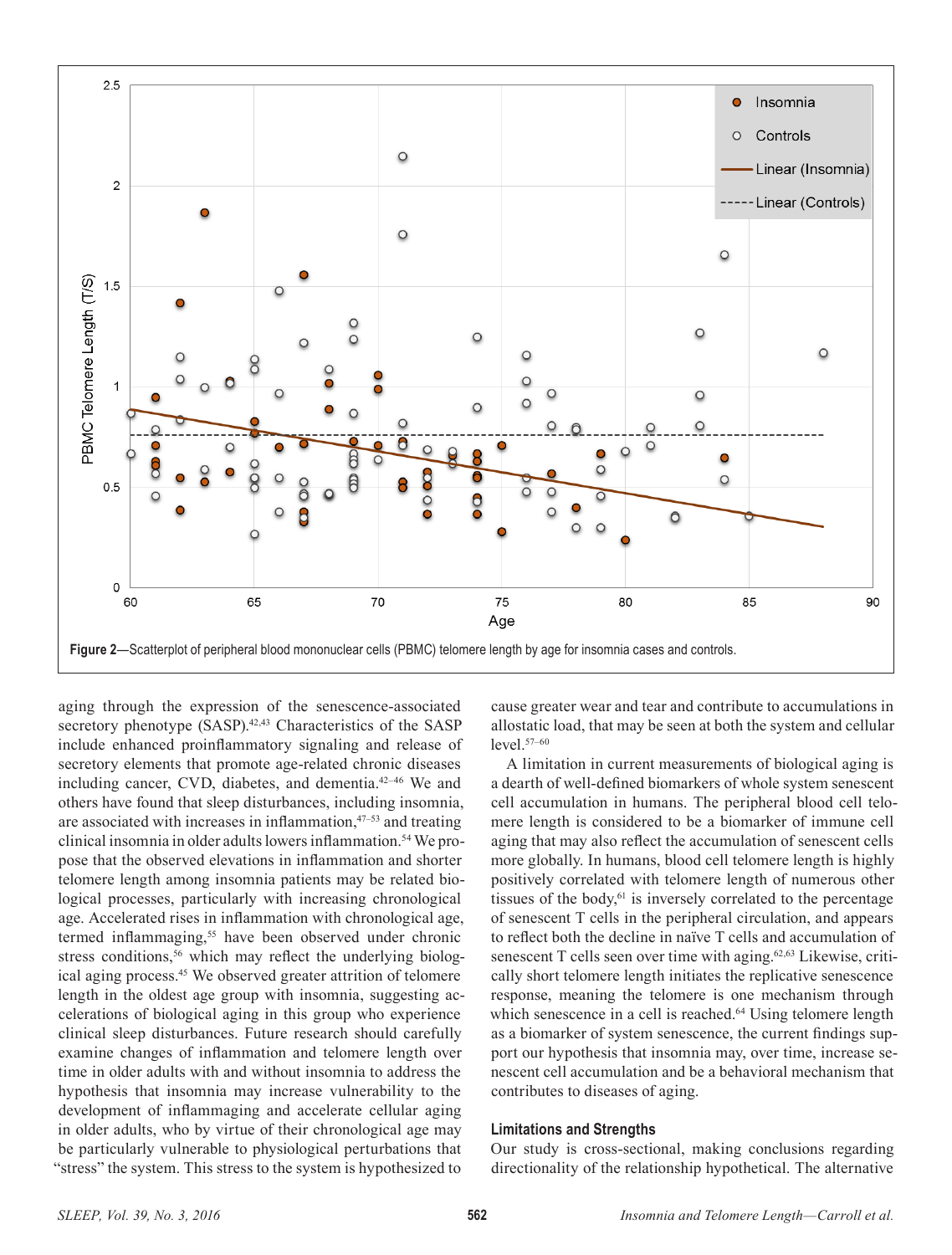**Figure 2**—Scatterplot of peripheral blood mononuclear cells (PBMC) telomere length by age for insomnia cases and controls.

aging through the expression of the senescence-associated secretory phenotype (SASP).[42,43] Characteristics of the SASP include enhanced proinflammatory signaling and release of secretory elements that promote age-related chronic diseases including cancer, CVD, diabetes, and dementia.[42–46] We and others have found that sleep disturbances, including insomnia, are associated with increases in inflammation,[47–53] and treating clinical insomnia in older adults lowers inflammation.[54] We propose that the observed elevations in inflammation and shorter telomere length among insomnia patients may be related biological processes, particularly with increasing chronological age. Accelerated rises in inflammation with chronological age, termed inflammaging,[55] have been observed under chronic stress conditions,[56] which may reflect the underlying biological aging process.[45] We observed greater attrition of telomere length in the oldest age group with insomnia, suggesting accelerations of biological aging in this group who experience clinical sleep disturbances. Future research should carefully examine changes of inflammation and telomere length over time in older adults with and without insomnia to address the hypothesis that insomnia may increase vulnerability to the development of inflammaging and accelerate cellular aging in older adults, who by virtue of their chronological age may be particularly vulnerable to physiological perturbations that "stress" the system. This stress to the system is hypothesized to cause greater wear and tear and contribute to accumulations in allostatic load, that may be seen at both the system and cellular level.[57–60]

A limitation in current measurements of biological aging is a dearth of well-defined biomarkers of whole system senescent cell accumulation in humans. The peripheral blood cell telomere length is considered to be a biomarker of immune cell aging that may also reflect the accumulation of senescent cells more globally. In humans, blood cell telomere length is highly positively correlated with telomere length of numerous other tissues of the body,[61] is inversely correlated to the percentage of senescent T cells in the peripheral circulation, and appears to reflect both the decline in naïve T cells and accumulation of senescent T cells seen over time with aging.[62,63] Likewise, critically short telomere length initiates the replicative senescence response, meaning the telomere is one mechanism through which senescence in a cell is reached.[64] Using telomere length as a biomarker of system senescence, the current findings support our hypothesis that insomnia may, over time, increase senescent cell accumulation and be a behavioral mechanism that contributes to diseases of aging.

### Limitations and Strengths

Our study is cross-sectional, making conclusions regarding directionality of the relationship hypothetical. The alternative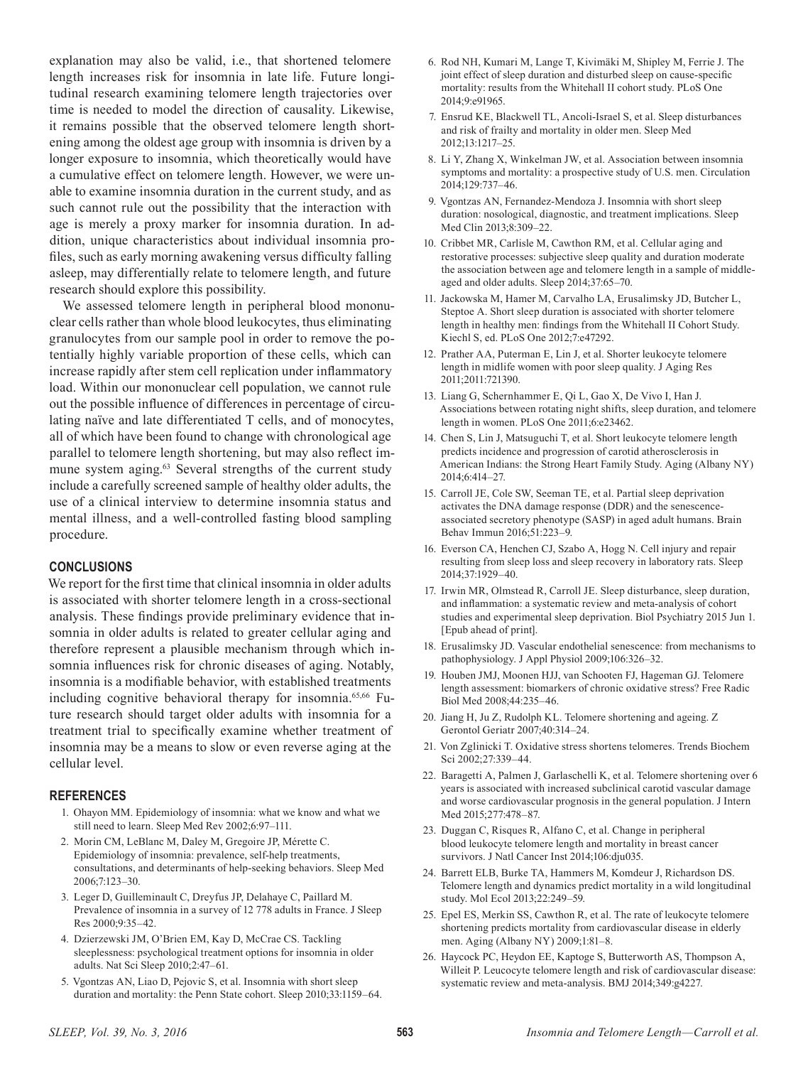explanation may also be valid, i.e., that shortened telomere length increases risk for insomnia in late life. Future longitudinal research examining telomere length trajectories over time is needed to model the direction of causality. Likewise, it remains possible that the observed telomere length shortening among the oldest age group with insomnia is driven by a longer exposure to insomnia, which theoretically would have a cumulative effect on telomere length. However, we were unable to examine insomnia duration in the current study, and as such cannot rule out the possibility that the interaction with age is merely a proxy marker for insomnia duration. In addition, unique characteristics about individual insomnia profiles, such as early morning awakening versus difficulty falling asleep, may differentially relate to telomere length, and future research should explore this possibility.

We assessed telomere length in peripheral blood mononuclear cells rather than whole blood leukocytes, thus eliminating granulocytes from our sample pool in order to remove the potentially highly variable proportion of these cells, which can increase rapidly after stem cell replication under inflammatory load. Within our mononuclear cell population, we cannot rule out the possible influence of differences in percentage of circulating naïve and late differentiated T cells, and of monocytes, all of which have been found to change with chronological age parallel to telomere length shortening, but may also reflect immune system aging.[63] Several strengths of the current study include a carefully screened sample of healthy older adults, the use of a clinical interview to determine insomnia status and mental illness, and a well-controlled fasting blood sampling procedure.

## CONCLUSIONS

We report for the first time that clinical insomnia in older adults is associated with shorter telomere length in a cross-sectional analysis. These findings provide preliminary evidence that insomnia in older adults is related to greater cellular aging and therefore represent a plausible mechanism through which insomnia influences risk for chronic diseases of aging. Notably, insomnia is a modifiable behavior, with established treatments including cognitive behavioral therapy for insomnia.[65,66] Future research should target older adults with insomnia for a treatment trial to specifically examine whether treatment of insomnia may be a means to slow or even reverse aging at the cellular level.

## REFERENCES

1. Ohayon MM. Epidemiology of insomnia: what we know and what we still need to learn. Sleep Med Rev 2002;6:97–111.
2. Morin CM, LeBlanc M, Daley M, Gregoire JP, Mérette C. Epidemiology of insomnia: prevalence, self-help treatments, consultations, and determinants of help-seeking behaviors. Sleep Med 2006;7:123–30.
3. Leger D, Guilleminault C, Dreyfus JP, Delahaye C, Paillard M. Prevalence of insomnia in a survey of 12 778 adults in France. J Sleep Res 2000;9:35–42.
4. Dzierzewski JM, O'Brien EM, Kay D, McCrae CS. Tackling sleeplessness: psychological treatment options for insomnia in older adults. Nat Sci Sleep 2010;2:47–61.
5. Vgontzas AN, Liao D, Pejovic S, et al. Insomnia with short sleep duration and mortality: the Penn State cohort. Sleep 2010;33:1159–64.
6. Rod NH, Kumari M, Lange T, Kivimäki M, Shipley M, Ferrie J. The joint effect of sleep duration and disturbed sleep on cause-specific mortality: results from the Whitehall II cohort study. PLoS One 2014;9:e91965.
7. Ensrud KE, Blackwell TL, Ancoli-Israel S, et al. Sleep disturbances and risk of frailty and mortality in older men. Sleep Med 2012;13:1217–25.
8. Li Y, Zhang X, Winkelman JW, et al. Association between insomnia symptoms and mortality: a prospective study of U.S. men. Circulation 2014;129:737–46.
9. Vgontzas AN, Fernandez-Mendoza J. Insomnia with short sleep duration: nosological, diagnostic, and treatment implications. Sleep Med Clin 2013;8:309–22.
10. Cribbet MR, Carlisle M, Cawthon RM, et al. Cellular aging and restorative processes: subjective sleep quality and duration moderate the association between age and telomere length in a sample of middle-aged and older adults. Sleep 2014;37:65–70.
11. Jackowska M, Hamer M, Carvalho LA, Erusalimsky JD, Butcher L, Steptoe A. Short sleep duration is associated with shorter telomere length in healthy men: findings from the Whitehall II Cohort Study. Kiechl S, ed. PLoS One 2012;7:e47292.
12. Prather AA, Puterman E, Lin J, et al. Shorter leukocyte telomere length in midlife women with poor sleep quality. J Aging Res 2011;2011:721390.
13. Liang G, Schernhammer E, Qi L, Gao X, De Vivo I, Han J. Associations between rotating night shifts, sleep duration, and telomere length in women. PLoS One 2011;6:e23462.
14. Chen S, Lin J, Matsuguchi T, et al. Short leukocyte telomere length predicts incidence and progression of carotid atherosclerosis in American Indians: the Strong Heart Family Study. Aging (Albany NY) 2014;6:414–27.
15. Carroll JE, Cole SW, Seeman TE, et al. Partial sleep deprivation activates the DNA damage response (DDR) and the senescence-associated secretory phenotype (SASP) in aged adult humans. Brain Behav Immun 2016;51:223–9.
16. Everson CA, Henchen CJ, Szabo A, Hogg N. Cell injury and repair resulting from sleep loss and sleep recovery in laboratory rats. Sleep 2014;37:1929–40.
17. Irwin MR, Olmstead R, Carroll JE. Sleep disturbance, sleep duration, and inflammation: a systematic review and meta-analysis of cohort studies and experimental sleep deprivation. Biol Psychiatry 2015 Jun 1. [Epub ahead of print].
18. Erusalimsky JD. Vascular endothelial senescence: from mechanisms to pathophysiology. J Appl Physiol 2009;106:326–32.
19. Houben JMJ, Moonen HJJ, van Schooten FJ, Hageman GJ. Telomere length assessment: biomarkers of chronic oxidative stress? Free Radic Biol Med 2008;44:235–46.
20. Jiang H, Ju Z, Rudolph KL. Telomere shortening and ageing. Z Gerontol Geriatr 2007;40:314–24.
21. Von Zglinicki T. Oxidative stress shortens telomeres. Trends Biochem Sci 2002;27:339–44.
22. Baragetti A, Palmen J, Garlaschelli K, et al. Telomere shortening over 6 years is associated with increased subclinical carotid vascular damage and worse cardiovascular prognosis in the general population. J Intern Med 2015;277:478–87.
23. Duggan C, Risques R, Alfano C, et al. Change in peripheral blood leukocyte telomere length and mortality in breast cancer survivors. J Natl Cancer Inst 2014;106:dju035.
24. Barrett ELB, Burke TA, Hammers M, Komdeur J, Richardson DS. Telomere length and dynamics predict mortality in a wild longitudinal study. Mol Ecol 2013;22:249–59.
25. Epel ES, Merkin SS, Cawthon R, et al. The rate of leukocyte telomere shortening predicts mortality from cardiovascular disease in elderly men. Aging (Albany NY) 2009;1:81–8.
26. Haycock PC, Heydon EE, Kaptoge S, Butterworth AS, Thompson A, Willeit P. Leucocyte telomere length and risk of cardiovascular disease: systematic review and meta-analysis. BMJ 2014;349:g4227.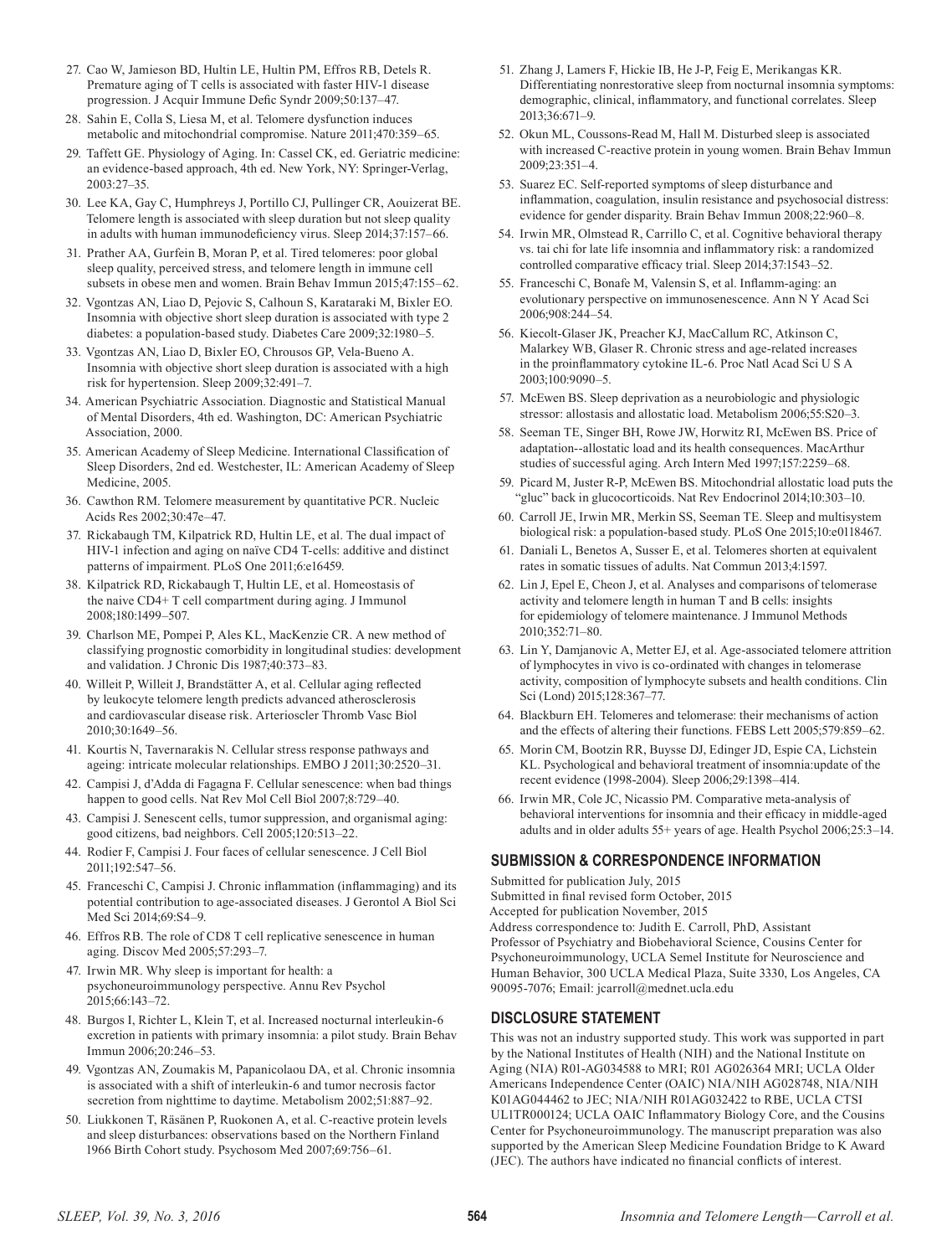27. Cao W, Jamieson BD, Hultin LE, Hultin PM, Effros RB, Detels R. Premature aging of T cells is associated with faster HIV-1 disease progression. J Acquir Immune Defic Syndr 2009;50:137–47.
28. Sahin E, Colla S, Liesa M, et al. Telomere dysfunction induces metabolic and mitochondrial compromise. Nature 2011;470:359–65.
29. Taffett GE. Physiology of Aging. In: Cassel CK, ed. Geriatric medicine: an evidence-based approach, 4th ed. New York, NY: Springer-Verlag, 2003:27–35.
30. Lee KA, Gay C, Humphreys J, Portillo CJ, Pullinger CR, Aouizerat BE. Telomere length is associated with sleep duration but not sleep quality in adults with human immunodeficiency virus. Sleep 2014;37:157–66.
31. Prather AA, Gurfein B, Moran P, et al. Tired telomeres: poor global sleep quality, perceived stress, and telomere length in immune cell subsets in obese men and women. Brain Behav Immun 2015;47:155–62.
32. Vgontzas AN, Liao D, Pejovic S, Calhoun S, Karataraki M, Bixler EO. Insomnia with objective short sleep duration is associated with type 2 diabetes: a population-based study. Diabetes Care 2009;32:1980–5.
33. Vgontzas AN, Liao D, Bixler EO, Chrousos GP, Vela-Bueno A. Insomnia with objective short sleep duration is associated with a high risk for hypertension. Sleep 2009;32:491–7.
34. American Psychiatric Association. Diagnostic and Statistical Manual of Mental Disorders, 4th ed. Washington, DC: American Psychiatric Association, 2000.
35. American Academy of Sleep Medicine. International Classification of Sleep Disorders, 2nd ed. Westchester, IL: American Academy of Sleep Medicine, 2005.
36. Cawthon RM. Telomere measurement by quantitative PCR. Nucleic Acids Res 2002;30:47e–47.
37. Rickabaugh TM, Kilpatrick RD, Hultin LE, et al. The dual impact of HIV-1 infection and aging on naïve CD4 T-cells: additive and distinct patterns of impairment. PLoS One 2011;6:e16459.
38. Kilpatrick RD, Rickabaugh T, Hultin LE, et al. Homeostasis of the naive CD4+ T cell compartment during aging. J Immunol 2008;180:1499–507.
39. Charlson ME, Pompei P, Ales KL, MacKenzie CR. A new method of classifying prognostic comorbidity in longitudinal studies: development and validation. J Chronic Dis 1987;40:373–83.
40. Willeit P, Willeit J, Brandstätter A, et al. Cellular aging reflected by leukocyte telomere length predicts advanced atherosclerosis and cardiovascular disease risk. Arterioscler Thromb Vasc Biol 2010;30:1649–56.
41. Kourtis N, Tavernarakis N. Cellular stress response pathways and ageing: intricate molecular relationships. EMBO J 2011;30:2520–31.
42. Campisi J, d'Adda di Fagagna F. Cellular senescence: when bad things happen to good cells. Nat Rev Mol Cell Biol 2007;8:729–40.
43. Campisi J. Senescent cells, tumor suppression, and organismal aging: good citizens, bad neighbors. Cell 2005;120:513–22.
44. Rodier F, Campisi J. Four faces of cellular senescence. J Cell Biol 2011;192:547–56.
45. Franceschi C, Campisi J. Chronic inflammation (inflammaging) and its potential contribution to age-associated diseases. J Gerontol A Biol Sci Med Sci 2014;69:S4–9.
46. Effros RB. The role of CD8 T cell replicative senescence in human aging. Discov Med 2005;57:293–7.
47. Irwin MR. Why sleep is important for health: a psychoneuroimmunology perspective. Annu Rev Psychol 2015;66:143–72.
48. Burgos I, Richter L, Klein T, et al. Increased nocturnal interleukin-6 excretion in patients with primary insomnia: a pilot study. Brain Behav Immun 2006;20:246–53.
49. Vgontzas AN, Zoumakis M, Papanicolaou DA, et al. Chronic insomnia is associated with a shift of interleukin-6 and tumor necrosis factor secretion from nighttime to daytime. Metabolism 2002;51:887–92.
50. Liukkonen T, Räsänen P, Ruokonen A, et al. C-reactive protein levels and sleep disturbances: observations based on the Northern Finland 1966 Birth Cohort study. Psychosom Med 2007;69:756–61.
51. Zhang J, Lamers F, Hickie IB, He J-P, Feig E, Merikangas KR. Differentiating nonrestorative sleep from nocturnal insomnia symptoms: demographic, clinical, inflammatory, and functional correlates. Sleep 2013;36:671–9.
52. Okun ML, Coussons-Read M, Hall M. Disturbed sleep is associated with increased C-reactive protein in young women. Brain Behav Immun 2009;23:351–4.
53. Suarez EC. Self-reported symptoms of sleep disturbance and inflammation, coagulation, insulin resistance and psychosocial distress: evidence for gender disparity. Brain Behav Immun 2008;22:960–8.
54. Irwin MR, Olmstead R, Carrillo C, et al. Cognitive behavioral therapy vs. tai chi for late life insomnia and inflammatory risk: a randomized controlled comparative efficacy trial. Sleep 2014;37:1543–52.
55. Franceschi C, Bonafe M, Valensin S, et al. Inflamm-aging: an evolutionary perspective on immunosenescence. Ann N Y Acad Sci 2006;908:244–54.
56. Kiecolt-Glaser JK, Preacher KJ, MacCallum RC, Atkinson C, Malarkey WB, Glaser R. Chronic stress and age-related increases in the proinflammatory cytokine IL-6. Proc Natl Acad Sci U S A 2003;100:9090–5.
57. McEwen BS. Sleep deprivation as a neurobiologic and physiologic stressor: allostasis and allostatic load. Metabolism 2006;55:S20–3.
58. Seeman TE, Singer BH, Rowe JW, Horwitz RI, McEwen BS. Price of adaptation--allostatic load and its health consequences. MacArthur studies of successful aging. Arch Intern Med 1997;157:2259–68.
59. Picard M, Juster R-P, McEwen BS. Mitochondrial allostatic load puts the "gluc" back in glucocorticoids. Nat Rev Endocrinol 2014;10:303–10.
60. Carroll JE, Irwin MR, Merkin SS, Seeman TE. Sleep and multisystem biological risk: a population-based study. PLoS One 2015;10:e0118467.
61. Daniali L, Benetos A, Susser E, et al. Telomeres shorten at equivalent rates in somatic tissues of adults. Nat Commun 2013;4:1597.
62. Lin J, Epel E, Cheon J, et al. Analyses and comparisons of telomerase activity and telomere length in human T and B cells: insights for epidemiology of telomere maintenance. J Immunol Methods 2010;352:71–80.
63. Lin Y, Damjanovic A, Metter EJ, et al. Age-associated telomere attrition of lymphocytes in vivo is co-ordinated with changes in telomerase activity, composition of lymphocyte subsets and health conditions. Clin Sci (Lond) 2015;128:367–77.
64. Blackburn EH. Telomeres and telomerase: their mechanisms of action and the effects of altering their functions. FEBS Lett 2005;579:859–62.
65. Morin CM, Bootzin RR, Buysse DJ, Edinger JD, Espie CA, Lichstein KL. Psychological and behavioral treatment of insomnia:update of the recent evidence (1998-2004). Sleep 2006;29:1398–414.
66. Irwin MR, Cole JC, Nicassio PM. Comparative meta-analysis of behavioral interventions for insomnia and their efficacy in middle-aged adults and in older adults 55+ years of age. Health Psychol 2006;25:3–14.

## SUBMISSION & CORRESPONDENCE INFORMATION

Submitted for publication July, 2015
Submitted in final revised form October, 2015
Accepted for publication November, 2015
Address correspondence to: Judith E. Carroll, PhD, Assistant Professor of Psychiatry and Biobehavioral Science, Cousins Center for Psychoneuroimmunology, UCLA Semel Institute for Neuroscience and Human Behavior, 300 UCLA Medical Plaza, Suite 3330, Los Angeles, CA 90095-7076; Email: jcarroll@mednet.ucla.edu

## DISCLOSURE STATEMENT

This was not an industry supported study. This work was supported in part by the National Institutes of Health (NIH) and the National Institute on Aging (NIA) R01-AG034588 to MRI; R01 AG026364 MRI; UCLA Older Americans Independence Center (OAIC) NIA/NIH AG028748, NIA/NIH K01AG044462 to JEC; NIA/NIH R01AG032422 to RBE, UCLA CTSI UL1TR000124; UCLA OAIC Inflammatory Biology Core, and the Cousins Center for Psychoneuroimmunology. The manuscript preparation was also supported by the American Sleep Medicine Foundation Bridge to K Award (JEC). The authors have indicated no financial conflicts of interest.